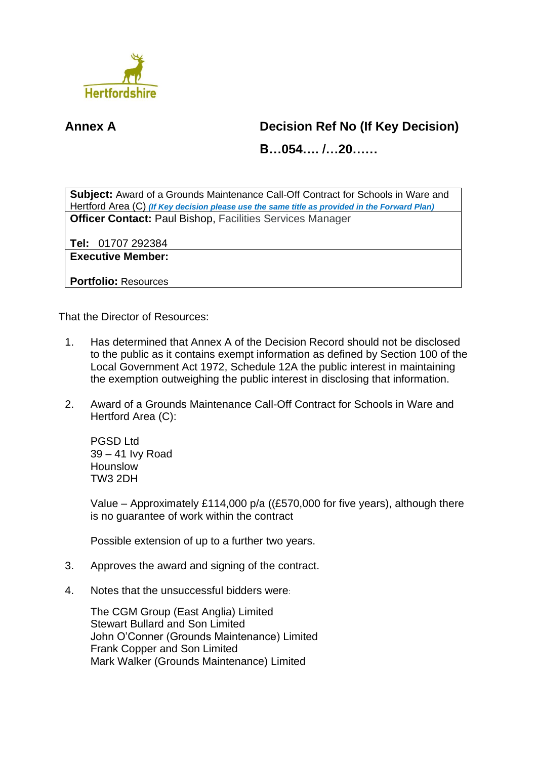Hertfordshire

**Annex A**

**Decision Ref No (If Key Decision)**

**B…054…. /…20……**

| **Subject:** Award of a Grounds Maintenance Call-Off Contract for Schools in Ware and Hertford Area (C) ***(If Key decision please use the same title as provided in the Forward Plan)*** |
|---|
| **Officer Contact:** Paul Bishop, Facilities Services Manager<br><br>**Tel:** 01707 292384 |
| **Executive Member:**<br><br>**Portfolio:** Resources |

That the Director of Resources:

1. Has determined that Annex A of the Decision Record should not be disclosed to the public as it contains exempt information as defined by Section 100 of the Local Government Act 1972, Schedule 12A the public interest in maintaining the exemption outweighing the public interest in disclosing that information.

2. Award of a Grounds Maintenance Call-Off Contract for Schools in Ware and Hertford Area (C):

   PGSD Ltd
   39 – 41 Ivy Road
   Hounslow
   TW3 2DH

   Value – Approximately £114,000 p/a ((£570,000 for five years), although there is no guarantee of work within the contract

   Possible extension of up to a further two years.

3. Approves the award and signing of the contract.

4. Notes that the unsuccessful bidders were:

   The CGM Group (East Anglia) Limited
   Stewart Bullard and Son Limited
   John O'Conner (Grounds Maintenance) Limited
   Frank Copper and Son Limited
   Mark Walker (Grounds Maintenance) Limited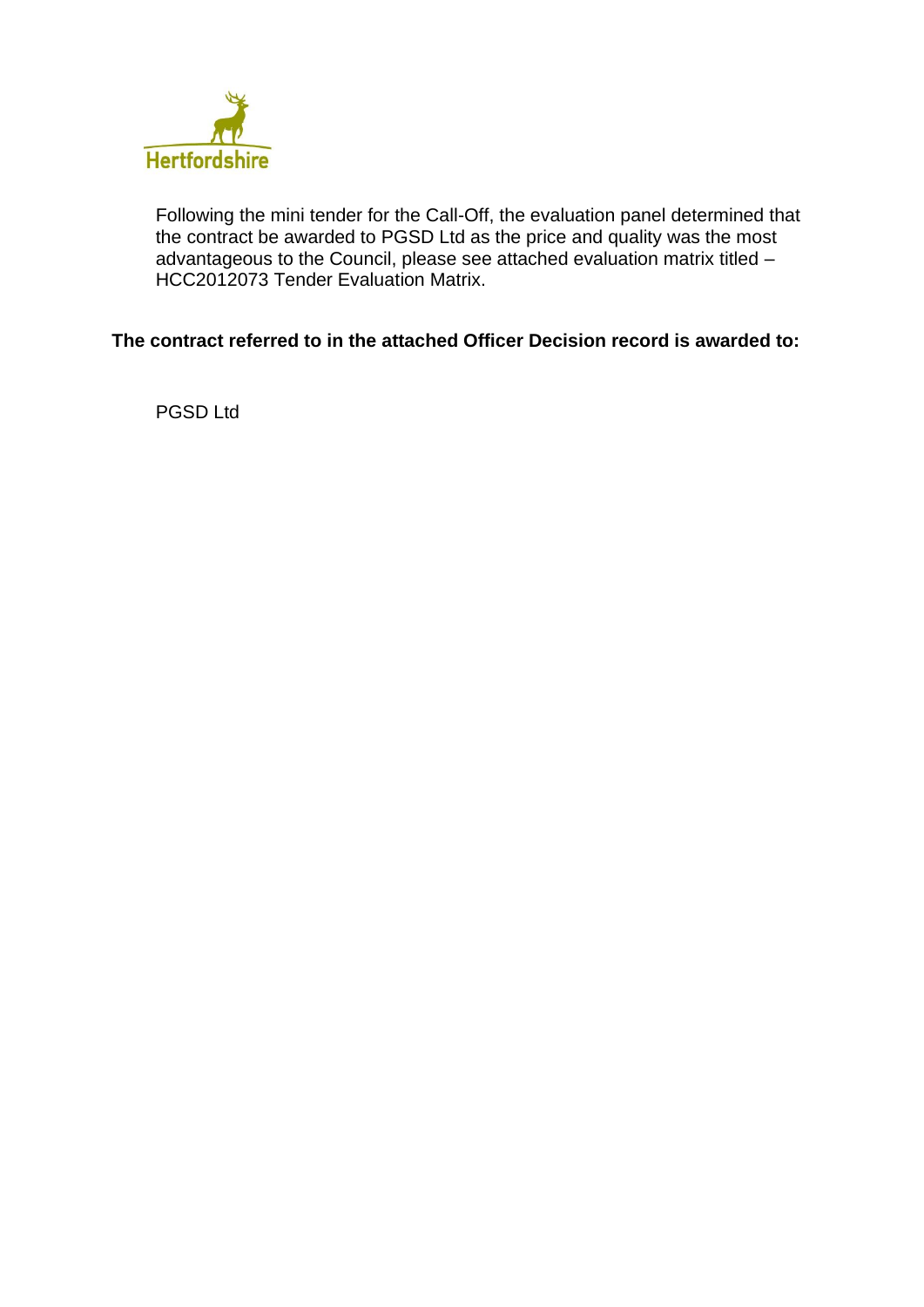Following the mini tender for the Call-Off, the evaluation panel determined that the contract be awarded to PGSD Ltd as the price and quality was the most advantageous to the Council, please see attached evaluation matrix titled – HCC2012073 Tender Evaluation Matrix.

**The contract referred to in the attached Officer Decision record is awarded to:**

PGSD Ltd